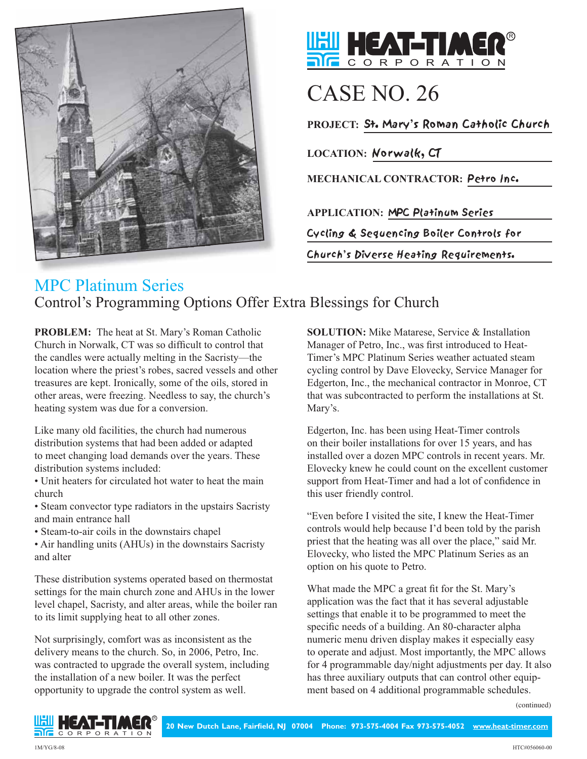# CASE NO. 26

**PROJECT:** St. Mary's Roman Catholic Church

**LOCATION:** Norwalk, CT

**MECHANICAL CONTRACTOR:** Petro Inc.

**APPLICATION:** MPC Platinum Series Cycling & Sequencing Boiler Controls for Church's Diverse Heating Requirements.

## MPC Platinum Series

### Control's Programming Options Offer Extra Blessings for Church

**PROBLEM:** The heat at St. Mary's Roman Catholic Church in Norwalk, CT was so difficult to control that the candles were actually melting in the Sacristy—the location where the priest's robes, sacred vessels and other treasures are kept. Ironically, some of the oils, stored in other areas, were freezing. Needless to say, the church's heating system was due for a conversion.

Like many old facilities, the church had numerous distribution systems that had been added or adapted to meet changing load demands over the years. These distribution systems included:

- Unit heaters for circulated hot water to heat the main church
- Steam convector type radiators in the upstairs Sacristy and main entrance hall
- Steam-to-air coils in the downstairs chapel
- Air handling units (AHUs) in the downstairs Sacristy and alter

These distribution systems operated based on thermostat settings for the main church zone and AHUs in the lower level chapel, Sacristy, and alter areas, while the boiler ran to its limit supplying heat to all other zones.

Not surprisingly, comfort was as inconsistent as the delivery means to the church. So, in 2006, Petro, Inc. was contracted to upgrade the overall system, including the installation of a new boiler. It was the perfect opportunity to upgrade the control system as well.

**SOLUTION:** Mike Matarese, Service & Installation Manager of Petro, Inc., was first introduced to Heat-Timer's MPC Platinum Series weather actuated steam cycling control by Dave Elovecky, Service Manager for Edgerton, Inc., the mechanical contractor in Monroe, CT that was subcontracted to perform the installations at St. Mary's.

Edgerton, Inc. has been using Heat-Timer controls on their boiler installations for over 15 years, and has installed over a dozen MPC controls in recent years. Mr. Elovecky knew he could count on the excellent customer support from Heat-Timer and had a lot of confidence in this user friendly control.

"Even before I visited the site, I knew the Heat-Timer controls would help because I'd been told by the parish priest that the heating was all over the place," said Mr. Elovecky, who listed the MPC Platinum Series as an option on his quote to Petro.

What made the MPC a great fit for the St. Mary's application was the fact that it has several adjustable settings that enable it to be programmed to meet the specific needs of a building. An 80-character alpha numeric menu driven display makes it especially easy to operate and adjust. Most importantly, the MPC allows for 4 programmable day/night adjustments per day. It also has three auxiliary outputs that can control other equipment based on 4 additional programmable schedules.

(continued)

20 New Dutch Lane, Fairfield, NJ 07004 Phone: 973-575-4004 Fax 973-575-4052 www.heat-timer.com

1M/YG/8-08

HTC#056060-00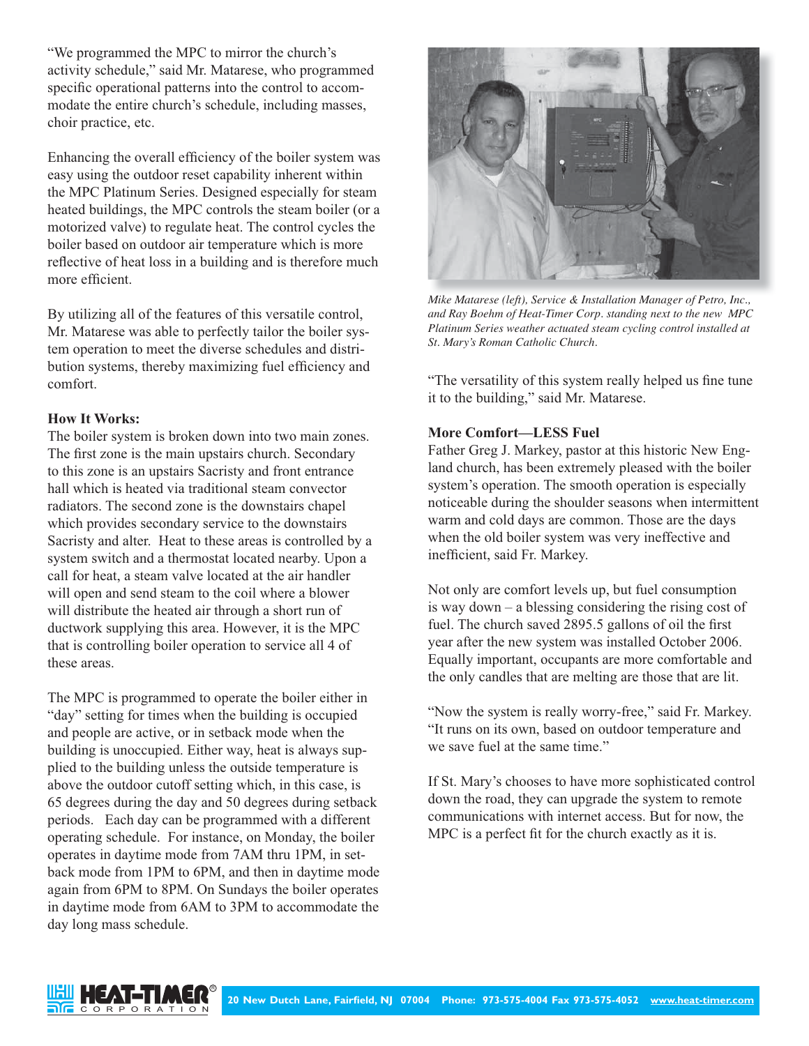"We programmed the MPC to mirror the church's activity schedule," said Mr. Matarese, who programmed specific operational patterns into the control to accommodate the entire church's schedule, including masses, choir practice, etc.

Enhancing the overall efficiency of the boiler system was easy using the outdoor reset capability inherent within the MPC Platinum Series. Designed especially for steam heated buildings, the MPC controls the steam boiler (or a motorized valve) to regulate heat. The control cycles the boiler based on outdoor air temperature which is more reflective of heat loss in a building and is therefore much more efficient.

By utilizing all of the features of this versatile control, Mr. Matarese was able to perfectly tailor the boiler system operation to meet the diverse schedules and distribution systems, thereby maximizing fuel efficiency and comfort.

**How It Works:**

The boiler system is broken down into two main zones. The first zone is the main upstairs church. Secondary to this zone is an upstairs Sacristy and front entrance hall which is heated via traditional steam convector radiators. The second zone is the downstairs chapel which provides secondary service to the downstairs Sacristy and alter. Heat to these areas is controlled by a system switch and a thermostat located nearby. Upon a call for heat, a steam valve located at the air handler will open and send steam to the coil where a blower will distribute the heated air through a short run of ductwork supplying this area. However, it is the MPC that is controlling boiler operation to service all 4 of these areas.

The MPC is programmed to operate the boiler either in "day" setting for times when the building is occupied and people are active, or in setback mode when the building is unoccupied. Either way, heat is always supplied to the building unless the outside temperature is above the outdoor cutoff setting which, in this case, is 65 degrees during the day and 50 degrees during setback periods. Each day can be programmed with a different operating schedule. For instance, on Monday, the boiler operates in daytime mode from 7AM thru 1PM, in setback mode from 1PM to 6PM, and then in daytime mode again from 6PM to 8PM. On Sundays the boiler operates in daytime mode from 6AM to 3PM to accommodate the day long mass schedule.

*Mike Matarese (left), Service & Installation Manager of Petro, Inc., and Ray Boehm of Heat-Timer Corp. standing next to the new MPC Platinum Series weather actuated steam cycling control installed at St. Mary's Roman Catholic Church.*

"The versatility of this system really helped us fine tune it to the building," said Mr. Matarese.

**More Comfort—LESS Fuel**

Father Greg J. Markey, pastor at this historic New England church, has been extremely pleased with the boiler system's operation. The smooth operation is especially noticeable during the shoulder seasons when intermittent warm and cold days are common. Those are the days when the old boiler system was very ineffective and inefficient, said Fr. Markey.

Not only are comfort levels up, but fuel consumption is way down – a blessing considering the rising cost of fuel. The church saved 2895.5 gallons of oil the first year after the new system was installed October 2006. Equally important, occupants are more comfortable and the only candles that are melting are those that are lit.

"Now the system is really worry-free," said Fr. Markey. "It runs on its own, based on outdoor temperature and we save fuel at the same time."

If St. Mary's chooses to have more sophisticated control down the road, they can upgrade the system to remote communications with internet access. But for now, the MPC is a perfect fit for the church exactly as it is.

HEAT-TIMER® CORPORATION 20 New Dutch Lane, Fairfield, NJ 07004 Phone: 973-575-4004 Fax 973-575-4052 www.heat-timer.com